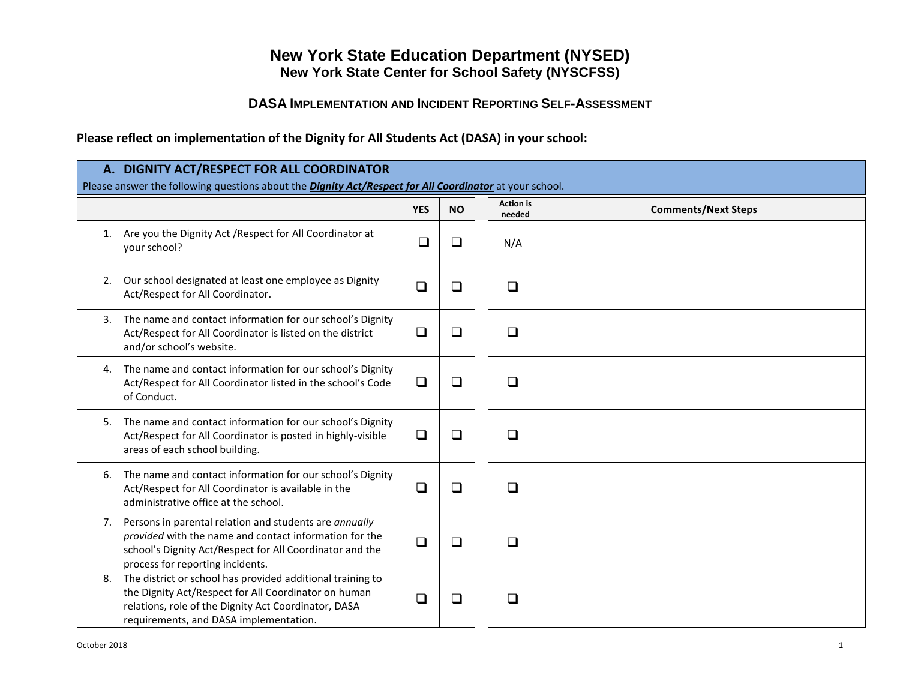# New York State Education Department (NYSED)

## New York State Center for School Safety (NYSCFSS)

### DASA Implementation and Incident Reporting Self-Assessment

**Please reflect on implementation of the Dignity for All Students Act (DASA) in your school:**

## A. DIGNITY ACT/RESPECT FOR ALL COORDINATOR

Please answer the following questions about the ***Dignity Act/Respect for All Coordinator*** at your school.

| | YES | NO | Action is needed | Comments/Next Steps |
|---|---|---|---|---|
| 1. Are you the Dignity Act /Respect for All Coordinator at your school? | ❑ | ❑ | N/A | |
| 2. Our school designated at least one employee as Dignity Act/Respect for All Coordinator. | ❑ | ❑ | ❑ | |
| 3. The name and contact information for our school's Dignity Act/Respect for All Coordinator is listed on the district and/or school's website. | ❑ | ❑ | ❑ | |
| 4. The name and contact information for our school's Dignity Act/Respect for All Coordinator listed in the school's Code of Conduct. | ❑ | ❑ | ❑ | |
| 5. The name and contact information for our school's Dignity Act/Respect for All Coordinator is posted in highly-visible areas of each school building. | ❑ | ❑ | ❑ | |
| 6. The name and contact information for our school's Dignity Act/Respect for All Coordinator is available in the administrative office at the school. | ❑ | ❑ | ❑ | |
| 7. Persons in parental relation and students are *annually provided* with the name and contact information for the school's Dignity Act/Respect for All Coordinator and the process for reporting incidents. | ❑ | ❑ | ❑ | |
| 8. The district or school has provided additional training to the Dignity Act/Respect for All Coordinator on human relations, role of the Dignity Act Coordinator, DASA requirements, and DASA implementation. | ❑ | ❑ | ❑ | |

October 2018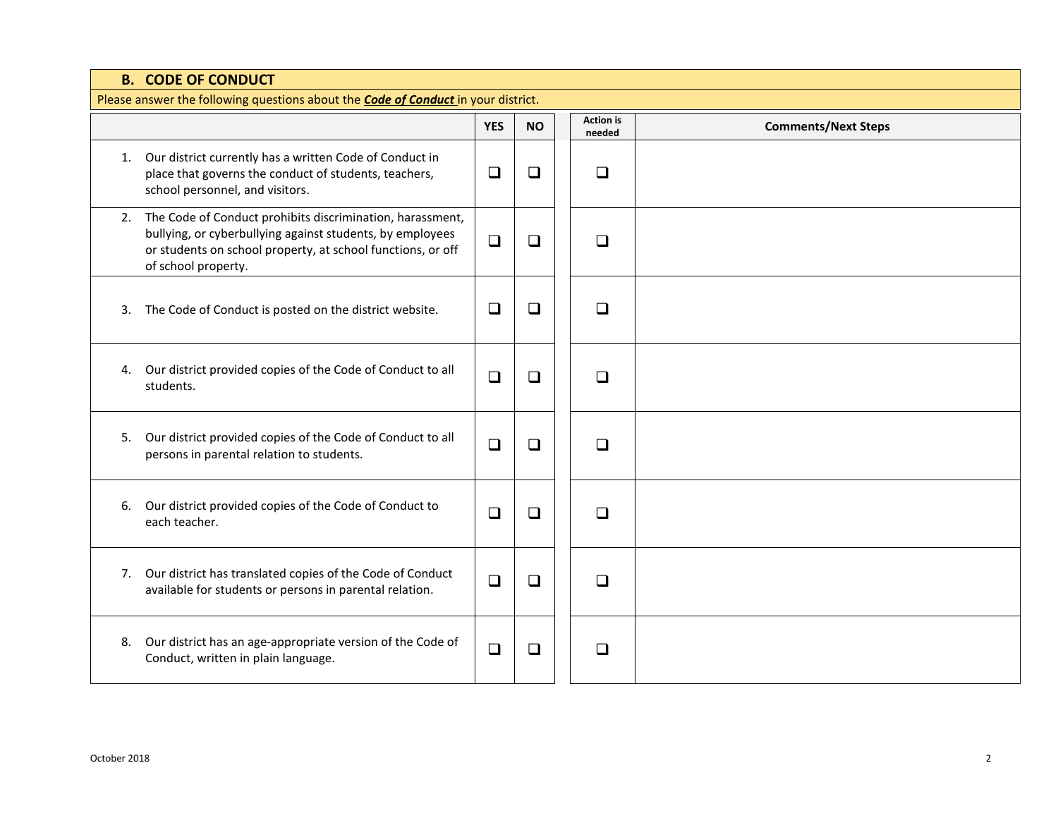## B. CODE OF CONDUCT

Please answer the following questions about the ***Code of Conduct*** in your district.

| | YES | NO | Action is needed | Comments/Next Steps |
|---|---|---|---|---|
| 1. Our district currently has a written Code of Conduct in place that governs the conduct of students, teachers, school personnel, and visitors. | ❑ | ❑ | ❑ | |
| 2. The Code of Conduct prohibits discrimination, harassment, bullying, or cyberbullying against students, by employees or students on school property, at school functions, or off of school property. | ❑ | ❑ | ❑ | |
| 3. The Code of Conduct is posted on the district website. | ❑ | ❑ | ❑ | |
| 4. Our district provided copies of the Code of Conduct to all students. | ❑ | ❑ | ❑ | |
| 5. Our district provided copies of the Code of Conduct to all persons in parental relation to students. | ❑ | ❑ | ❑ | |
| 6. Our district provided copies of the Code of Conduct to each teacher. | ❑ | ❑ | ❑ | |
| 7. Our district has translated copies of the Code of Conduct available for students or persons in parental relation. | ❑ | ❑ | ❑ | |
| 8. Our district has an age-appropriate version of the Code of Conduct, written in plain language. | ❑ | ❑ | ❑ | |

October 2018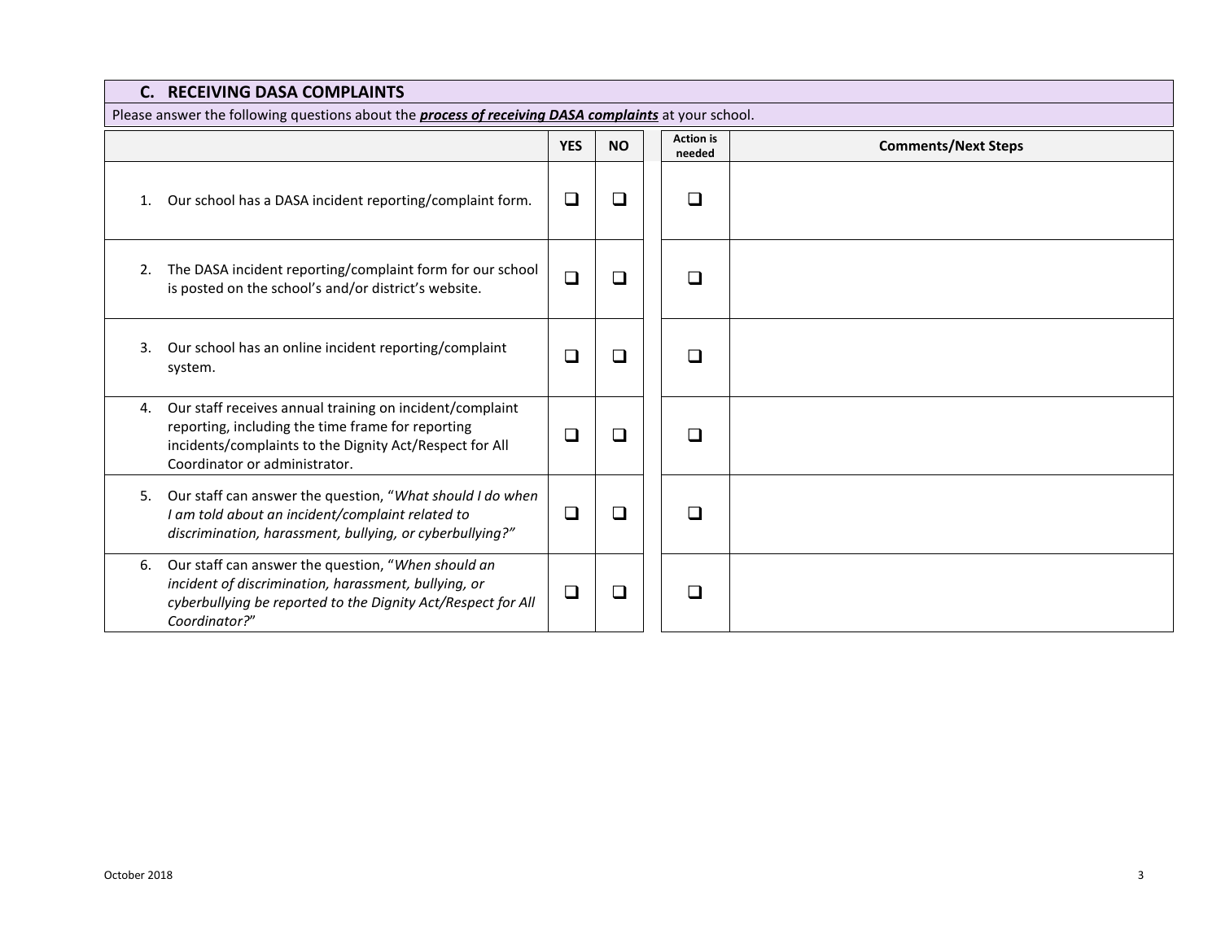## C. RECEIVING DASA COMPLAINTS

Please answer the following questions about the ***process of receiving DASA complaints*** at your school.

| | YES | NO | Action is needed | Comments/Next Steps |
|---|---|---|---|---|
| 1. Our school has a DASA incident reporting/complaint form. | ❑ | ❑ | ❑ | |
| 2. The DASA incident reporting/complaint form for our school is posted on the school's and/or district's website. | ❑ | ❑ | ❑ | |
| 3. Our school has an online incident reporting/complaint system. | ❑ | ❑ | ❑ | |
| 4. Our staff receives annual training on incident/complaint reporting, including the time frame for reporting incidents/complaints to the Dignity Act/Respect for All Coordinator or administrator. | ❑ | ❑ | ❑ | |
| 5. Our staff can answer the question, "*What should I do when I am told about an incident/complaint related to discrimination, harassment, bullying, or cyberbullying?"* | ❑ | ❑ | ❑ | |
| 6. Our staff can answer the question, "*When should an incident of discrimination, harassment, bullying, or cyberbullying be reported to the Dignity Act/Respect for All Coordinator?*" | ❑ | ❑ | ❑ | |

October 2018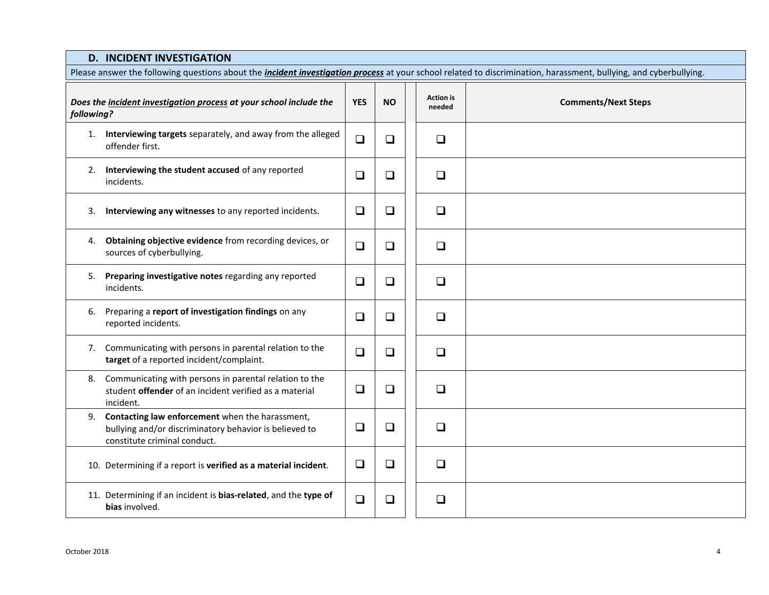## D. INCIDENT INVESTIGATION

Please answer the following questions about the ***incident investigation process*** at your school related to discrimination, harassment, bullying, and cyberbullying.

| *Does the incident investigation process at your school include the following?* | YES | NO | Action is needed | Comments/Next Steps |
|---|---|---|---|---|
| 1. **Interviewing targets** separately, and away from the alleged offender first. | ❑ | ❑ | ❑ | |
| 2. **Interviewing the student accused** of any reported incidents. | ❑ | ❑ | ❑ | |
| 3. **Interviewing any witnesses** to any reported incidents. | ❑ | ❑ | ❑ | |
| 4. **Obtaining objective evidence** from recording devices, or sources of cyberbullying. | ❑ | ❑ | ❑ | |
| 5. **Preparing investigative notes** regarding any reported incidents. | ❑ | ❑ | ❑ | |
| 6. Preparing a **report of investigation findings** on any reported incidents. | ❑ | ❑ | ❑ | |
| 7. Communicating with persons in parental relation to the **target** of a reported incident/complaint. | ❑ | ❑ | ❑ | |
| 8. Communicating with persons in parental relation to the student **offender** of an incident verified as a material incident. | ❑ | ❑ | ❑ | |
| 9. **Contacting law enforcement** when the harassment, bullying and/or discriminatory behavior is believed to constitute criminal conduct. | ❑ | ❑ | ❑ | |
| 10. Determining if a report is **verified as a material incident**. | ❑ | ❑ | ❑ | |
| 11. Determining if an incident is **bias-related**, and the **type of bias** involved. | ❑ | ❑ | ❑ | |

October 2018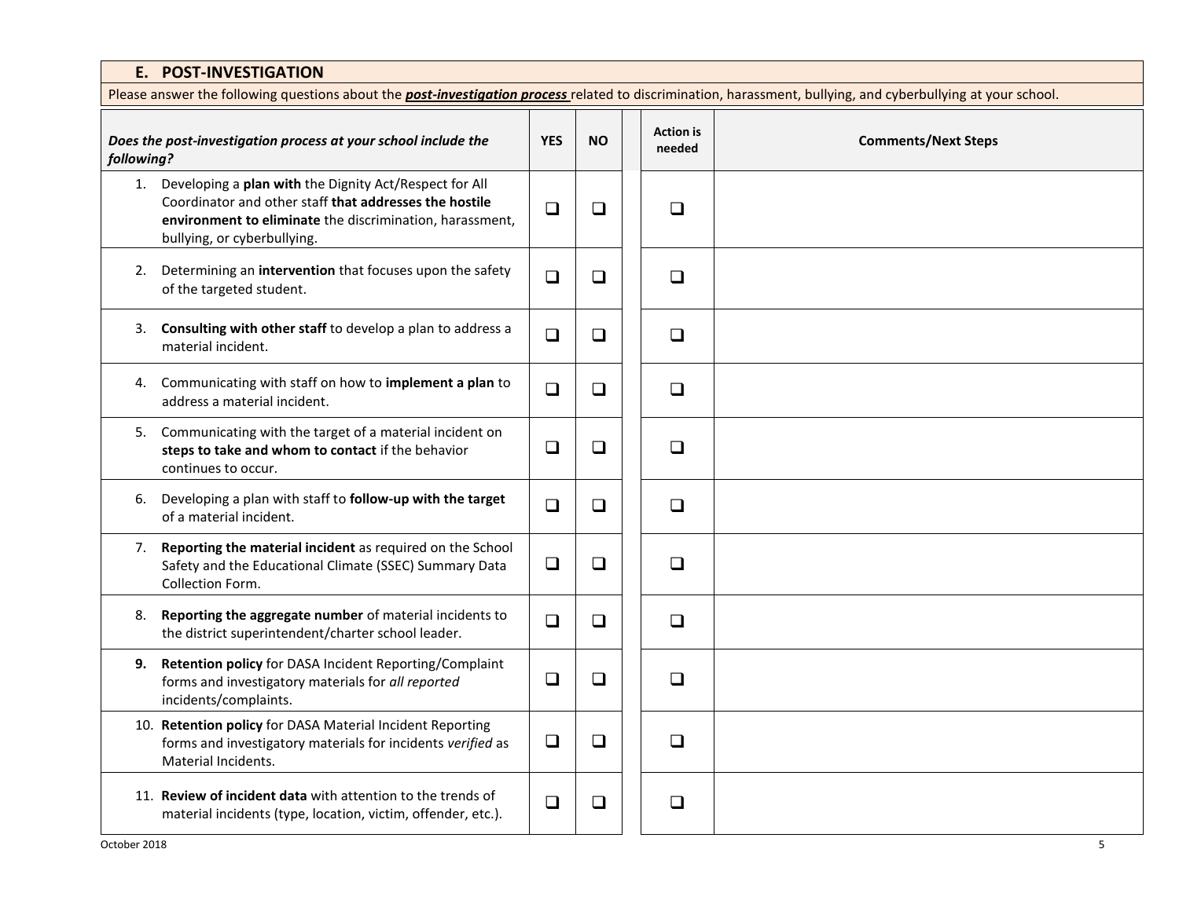## E. POST-INVESTIGATION

Please answer the following questions about the ***post-investigation process*** related to discrimination, harassment, bullying, and cyberbullying at your school.

| *Does the post-investigation process at your school include the following?* | YES | NO | Action is needed | Comments/Next Steps |
|---|---|---|---|---|
| 1. Developing a **plan with** the Dignity Act/Respect for All Coordinator and other staff **that addresses the hostile environment to eliminate** the discrimination, harassment, bullying, or cyberbullying. | ❑ | ❑ | ❑ | |
| 2. Determining an **intervention** that focuses upon the safety of the targeted student. | ❑ | ❑ | ❑ | |
| 3. **Consulting with other staff** to develop a plan to address a material incident. | ❑ | ❑ | ❑ | |
| 4. Communicating with staff on how to **implement a plan** to address a material incident. | ❑ | ❑ | ❑ | |
| 5. Communicating with the target of a material incident on **steps to take and whom to contact** if the behavior continues to occur. | ❑ | ❑ | ❑ | |
| 6. Developing a plan with staff to **follow-up with the target** of a material incident. | ❑ | ❑ | ❑ | |
| 7. **Reporting the material incident** as required on the School Safety and the Educational Climate (SSEC) Summary Data Collection Form. | ❑ | ❑ | ❑ | |
| 8. **Reporting the aggregate number** of material incidents to the district superintendent/charter school leader. | ❑ | ❑ | ❑ | |
| **9.** **Retention policy** for DASA Incident Reporting/Complaint forms and investigatory materials for *all reported* incidents/complaints. | ❑ | ❑ | ❑ | |
| 10. **Retention policy** for DASA Material Incident Reporting forms and investigatory materials for incidents *verified* as Material Incidents. | ❑ | ❑ | ❑ | |
| 11. **Review of incident data** with attention to the trends of material incidents (type, location, victim, offender, etc.). | ❑ | ❑ | ❑ | |

October 2018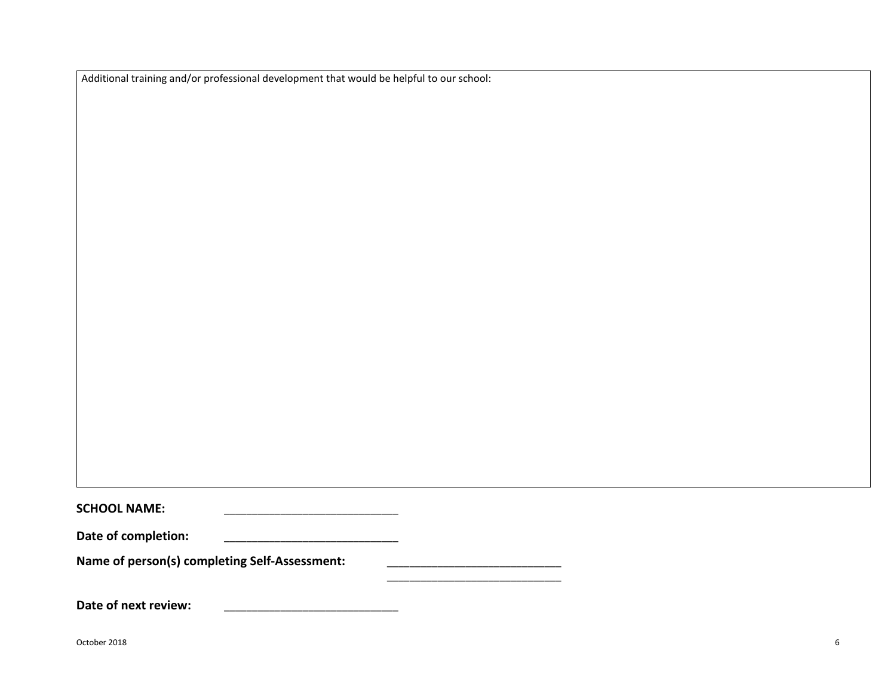Additional training and/or professional development that would be helpful to our school:

**SCHOOL NAME:** ____________________________

**Date of completion:** ____________________________

**Name of person(s) completing Self-Assessment:** ____________________________

____________________________

**Date of next review:** ____________________________

October 2018